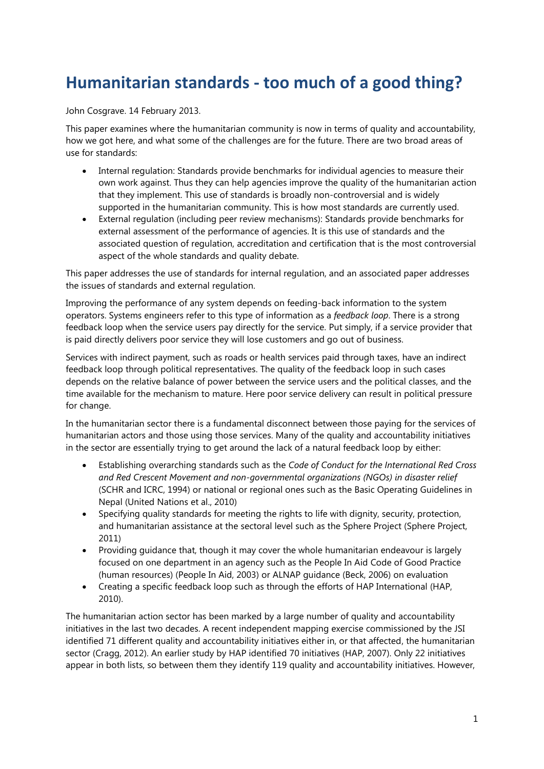# Humanitarian standards - too much of a good thing?

John Cosgrave. 14 February 2013.

This paper examines where the humanitarian community is now in terms of quality and accountability, how we got here, and what some of the challenges are for the future. There are two broad areas of use for standards:

- Internal regulation: Standards provide benchmarks for individual agencies to measure their own work against. Thus they can help agencies improve the quality of the humanitarian action that they implement. This use of standards is broadly non-controversial and is widely supported in the humanitarian community. This is how most standards are currently used.
- External regulation (including peer review mechanisms): Standards provide benchmarks for external assessment of the performance of agencies. It is this use of standards and the associated question of regulation, accreditation and certification that is the most controversial aspect of the whole standards and quality debate.

This paper addresses the use of standards for internal regulation, and an associated paper addresses the issues of standards and external regulation.

Improving the performance of any system depends on feeding-back information to the system operators. Systems engineers refer to this type of information as a *feedback loop*. There is a strong feedback loop when the service users pay directly for the service. Put simply, if a service provider that is paid directly delivers poor service they will lose customers and go out of business.

Services with indirect payment, such as roads or health services paid through taxes, have an indirect feedback loop through political representatives. The quality of the feedback loop in such cases depends on the relative balance of power between the service users and the political classes, and the time available for the mechanism to mature. Here poor service delivery can result in political pressure for change.

In the humanitarian sector there is a fundamental disconnect between those paying for the services of humanitarian actors and those using those services. Many of the quality and accountability initiatives in the sector are essentially trying to get around the lack of a natural feedback loop by either:

- Establishing overarching standards such as the *Code of Conduct for the International Red Cross and Red Crescent Movement and non-governmental organizations (NGOs) in disaster relief* (SCHR and ICRC, 1994) or national or regional ones such as the Basic Operating Guidelines in Nepal (United Nations et al., 2010)
- Specifying quality standards for meeting the rights to life with dignity, security, protection, and humanitarian assistance at the sectoral level such as the Sphere Project (Sphere Project, 2011)
- Providing guidance that, though it may cover the whole humanitarian endeavour is largely focused on one department in an agency such as the People In Aid Code of Good Practice (human resources) (People In Aid, 2003) or ALNAP guidance (Beck, 2006) on evaluation
- Creating a specific feedback loop such as through the efforts of HAP International (HAP, 2010).

The humanitarian action sector has been marked by a large number of quality and accountability initiatives in the last two decades. A recent independent mapping exercise commissioned by the JSI identified 71 different quality and accountability initiatives either in, or that affected, the humanitarian sector (Cragg, 2012). An earlier study by HAP identified 70 initiatives (HAP, 2007). Only 22 initiatives appear in both lists, so between them they identify 119 quality and accountability initiatives. However,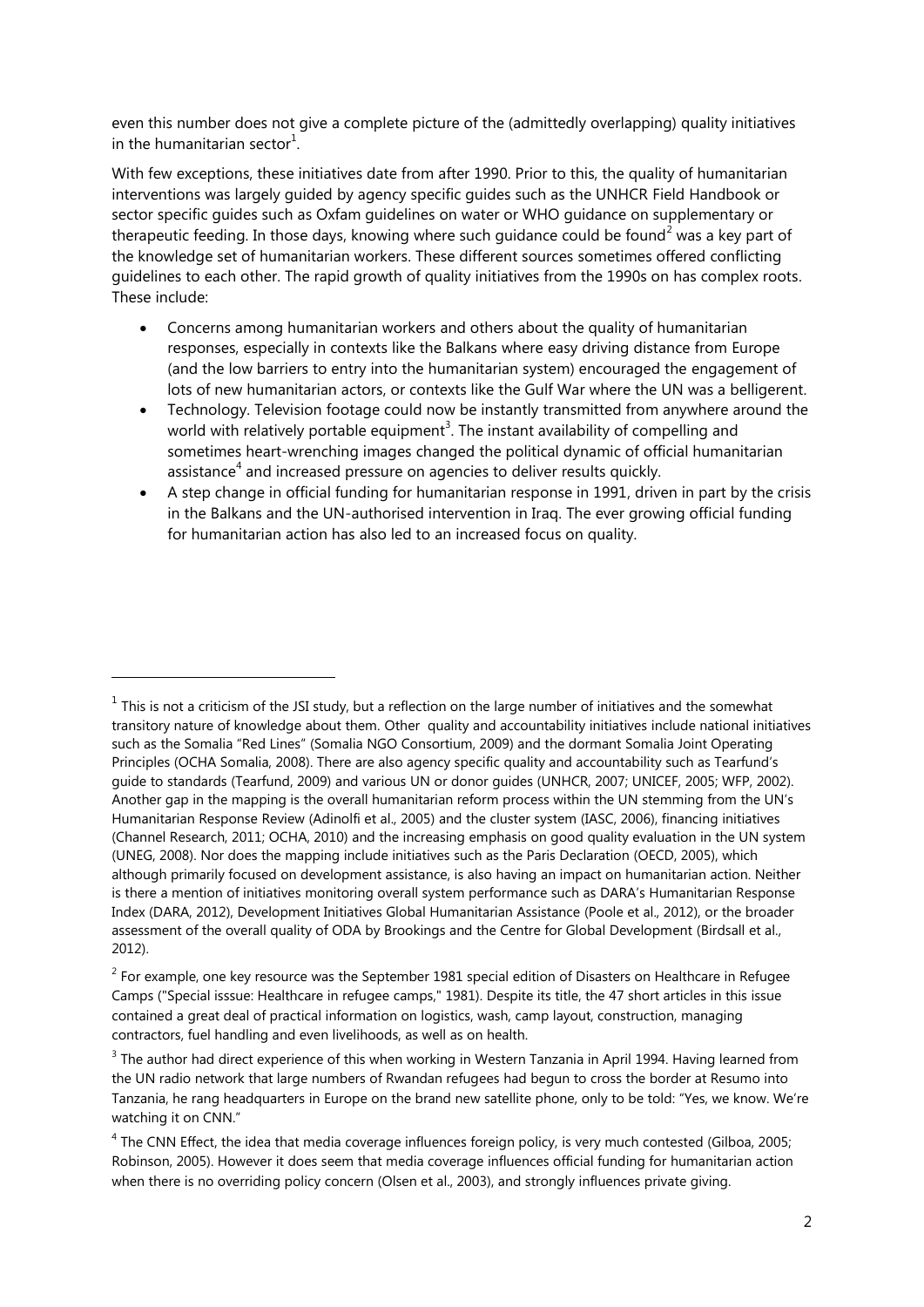even this number does not give a complete picture of the (admittedly overlapping) quality initiatives in the humanitarian sector[1].

With few exceptions, these initiatives date from after 1990. Prior to this, the quality of humanitarian interventions was largely guided by agency specific guides such as the UNHCR Field Handbook or sector specific guides such as Oxfam guidelines on water or WHO guidance on supplementary or therapeutic feeding. In those days, knowing where such guidance could be found[2] was a key part of the knowledge set of humanitarian workers. These different sources sometimes offered conflicting guidelines to each other. The rapid growth of quality initiatives from the 1990s on has complex roots. These include:

- Concerns among humanitarian workers and others about the quality of humanitarian responses, especially in contexts like the Balkans where easy driving distance from Europe (and the low barriers to entry into the humanitarian system) encouraged the engagement of lots of new humanitarian actors, or contexts like the Gulf War where the UN was a belligerent.
- Technology. Television footage could now be instantly transmitted from anywhere around the world with relatively portable equipment[3]. The instant availability of compelling and sometimes heart-wrenching images changed the political dynamic of official humanitarian assistance[4] and increased pressure on agencies to deliver results quickly.
- A step change in official funding for humanitarian response in 1991, driven in part by the crisis in the Balkans and the UN-authorised intervention in Iraq. The ever growing official funding for humanitarian action has also led to an increased focus on quality.

---

[1] This is not a criticism of the JSI study, but a reflection on the large number of initiatives and the somewhat transitory nature of knowledge about them. Other quality and accountability initiatives include national initiatives such as the Somalia "Red Lines" (Somalia NGO Consortium, 2009) and the dormant Somalia Joint Operating Principles (OCHA Somalia, 2008). There are also agency specific quality and accountability such as Tearfund's guide to standards (Tearfund, 2009) and various UN or donor guides (UNHCR, 2007; UNICEF, 2005; WFP, 2002). Another gap in the mapping is the overall humanitarian reform process within the UN stemming from the UN's Humanitarian Response Review (Adinolfi et al., 2005) and the cluster system (IASC, 2006), financing initiatives (Channel Research, 2011; OCHA, 2010) and the increasing emphasis on good quality evaluation in the UN system (UNEG, 2008). Nor does the mapping include initiatives such as the Paris Declaration (OECD, 2005), which although primarily focused on development assistance, is also having an impact on humanitarian action. Neither is there a mention of initiatives monitoring overall system performance such as DARA's Humanitarian Response Index (DARA, 2012), Development Initiatives Global Humanitarian Assistance (Poole et al., 2012), or the broader assessment of the overall quality of ODA by Brookings and the Centre for Global Development (Birdsall et al., 2012).

[2] For example, one key resource was the September 1981 special edition of Disasters on Healthcare in Refugee Camps ("Special isssue: Healthcare in refugee camps," 1981). Despite its title, the 47 short articles in this issue contained a great deal of practical information on logistics, wash, camp layout, construction, managing contractors, fuel handling and even livelihoods, as well as on health.

[3] The author had direct experience of this when working in Western Tanzania in April 1994. Having learned from the UN radio network that large numbers of Rwandan refugees had begun to cross the border at Resumo into Tanzania, he rang headquarters in Europe on the brand new satellite phone, only to be told: "Yes, we know. We're watching it on CNN."

[4] The CNN Effect, the idea that media coverage influences foreign policy, is very much contested (Gilboa, 2005; Robinson, 2005). However it does seem that media coverage influences official funding for humanitarian action when there is no overriding policy concern (Olsen et al., 2003), and strongly influences private giving.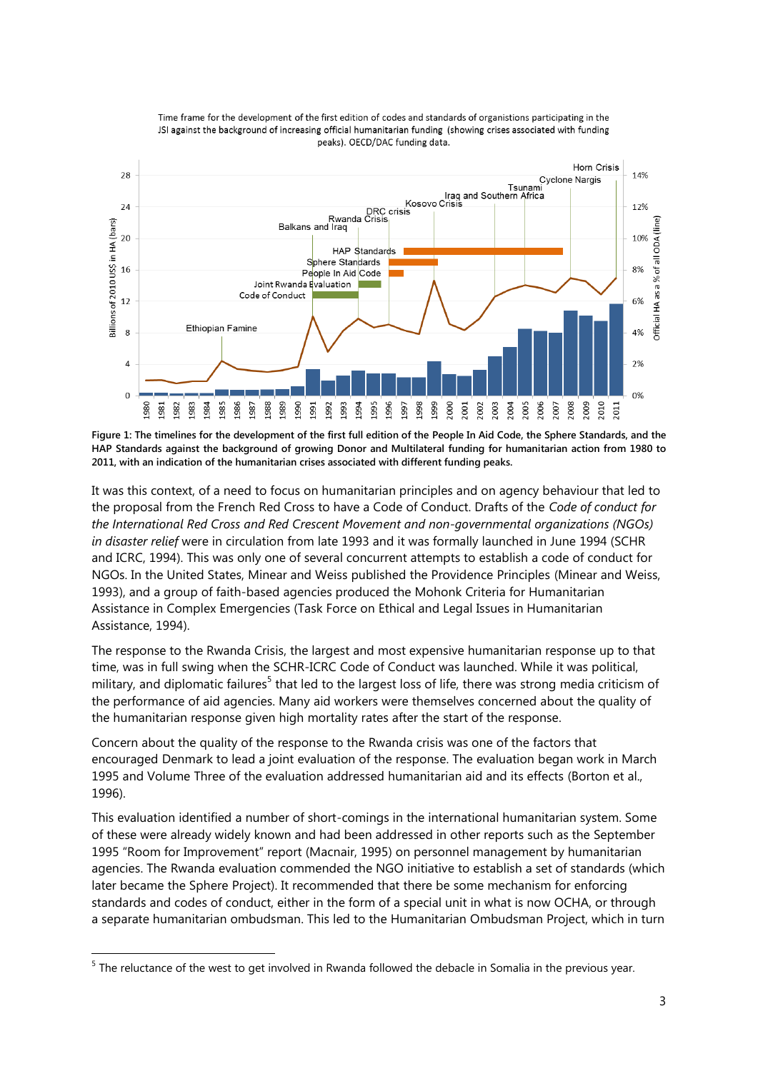Time frame for the development of the first edition of codes and standards of organistions participating in the JSI against the background of increasing official humanitarian funding (showing crises associated with funding peaks). OECD/DAC funding data.

**Figure 1: The timelines for the development of the first full edition of the People In Aid Code, the Sphere Standards, and the HAP Standards against the background of growing Donor and Multilateral funding for humanitarian action from 1980 to 2011, with an indication of the humanitarian crises associated with different funding peaks.**

It was this context, of a need to focus on humanitarian principles and on agency behaviour that led to the proposal from the French Red Cross to have a Code of Conduct. Drafts of the *Code of conduct for the International Red Cross and Red Crescent Movement and non-governmental organizations (NGOs) in disaster relief* were in circulation from late 1993 and it was formally launched in June 1994 (SCHR and ICRC, 1994). This was only one of several concurrent attempts to establish a code of conduct for NGOs. In the United States, Minear and Weiss published the Providence Principles (Minear and Weiss, 1993), and a group of faith-based agencies produced the Mohonk Criteria for Humanitarian Assistance in Complex Emergencies (Task Force on Ethical and Legal Issues in Humanitarian Assistance, 1994).

The response to the Rwanda Crisis, the largest and most expensive humanitarian response up to that time, was in full swing when the SCHR-ICRC Code of Conduct was launched. While it was political, military, and diplomatic failures[5] that led to the largest loss of life, there was strong media criticism of the performance of aid agencies. Many aid workers were themselves concerned about the quality of the humanitarian response given high mortality rates after the start of the response.

Concern about the quality of the response to the Rwanda crisis was one of the factors that encouraged Denmark to lead a joint evaluation of the response. The evaluation began work in March 1995 and Volume Three of the evaluation addressed humanitarian aid and its effects (Borton et al., 1996).

This evaluation identified a number of short-comings in the international humanitarian system. Some of these were already widely known and had been addressed in other reports such as the September 1995 "Room for Improvement" report (Macnair, 1995) on personnel management by humanitarian agencies. The Rwanda evaluation commended the NGO initiative to establish a set of standards (which later became the Sphere Project). It recommended that there be some mechanism for enforcing standards and codes of conduct, either in the form of a special unit in what is now OCHA, or through a separate humanitarian ombudsman. This led to the Humanitarian Ombudsman Project, which in turn

[5] The reluctance of the west to get involved in Rwanda followed the debacle in Somalia in the previous year.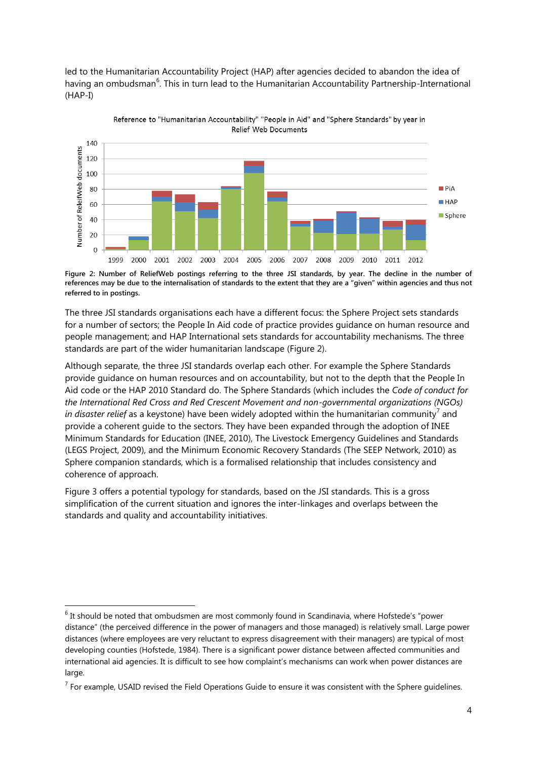led to the Humanitarian Accountability Project (HAP) after agencies decided to abandon the idea of having an ombudsman[6]. This in turn lead to the Humanitarian Accountability Partnership-International (HAP-I)

Reference to "Humanitarian Accountability" "People in Aid" and "Sphere Standards" by year in Relief Web Documents

**Figure 2: Number of ReliefWeb postings referring to the three JSI standards, by year. The decline in the number of references may be due to the internalisation of standards to the extent that they are a "given" within agencies and thus not referred to in postings.**

The three JSI standards organisations each have a different focus: the Sphere Project sets standards for a number of sectors; the People In Aid code of practice provides guidance on human resource and people management; and HAP International sets standards for accountability mechanisms. The three standards are part of the wider humanitarian landscape (Figure 2).

Although separate, the three JSI standards overlap each other. For example the Sphere Standards provide guidance on human resources and on accountability, but not to the depth that the People In Aid code or the HAP 2010 Standard do. The Sphere Standards (which includes the *Code of conduct for the International Red Cross and Red Crescent Movement and non-governmental organizations (NGOs) in disaster relief* as a keystone) have been widely adopted within the humanitarian community[7] and provide a coherent guide to the sectors. They have been expanded through the adoption of INEE Minimum Standards for Education (INEE, 2010), The Livestock Emergency Guidelines and Standards (LEGS Project, 2009), and the Minimum Economic Recovery Standards (The SEEP Network, 2010) as Sphere companion standards, which is a formalised relationship that includes consistency and coherence of approach.

Figure 3 offers a potential typology for standards, based on the JSI standards. This is a gross simplification of the current situation and ignores the inter-linkages and overlaps between the standards and quality and accountability initiatives.

---

[6] It should be noted that ombudsmen are most commonly found in Scandinavia, where Hofstede's "power distance" (the perceived difference in the power of managers and those managed) is relatively small. Large power distances (where employees are very reluctant to express disagreement with their managers) are typical of most developing counties (Hofstede, 1984). There is a significant power distance between affected communities and international aid agencies. It is difficult to see how complaint's mechanisms can work when power distances are large.

[7] For example, USAID revised the Field Operations Guide to ensure it was consistent with the Sphere guidelines.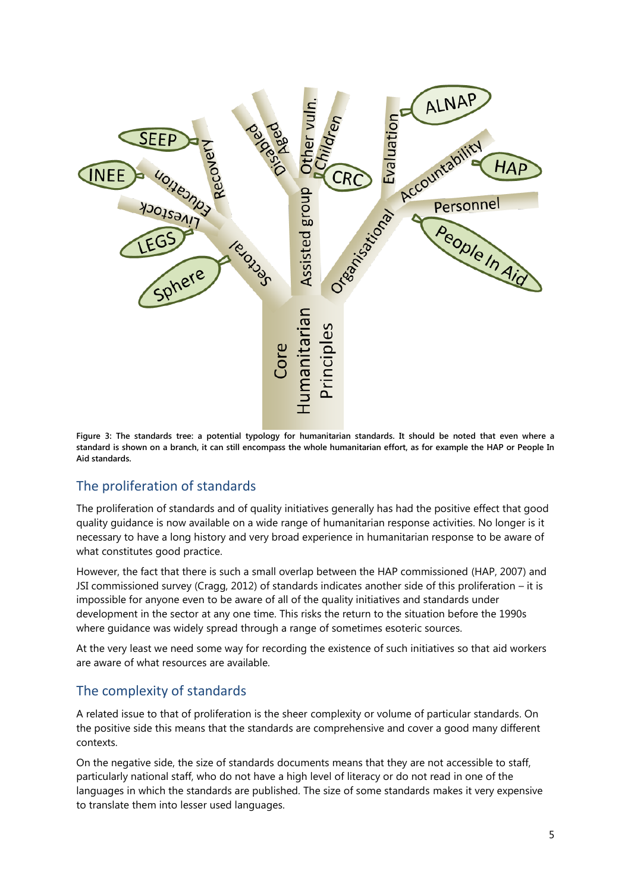**Figure 3: The standards tree: a potential typology for humanitarian standards. It should be noted that even where a standard is shown on a branch, it can still encompass the whole humanitarian effort, as for example the HAP or People In Aid standards.**

## The proliferation of standards

The proliferation of standards and of quality initiatives generally has had the positive effect that good quality guidance is now available on a wide range of humanitarian response activities. No longer is it necessary to have a long history and very broad experience in humanitarian response to be aware of what constitutes good practice.

However, the fact that there is such a small overlap between the HAP commissioned (HAP, 2007) and JSI commissioned survey (Cragg, 2012) of standards indicates another side of this proliferation – it is impossible for anyone even to be aware of all of the quality initiatives and standards under development in the sector at any one time. This risks the return to the situation before the 1990s where guidance was widely spread through a range of sometimes esoteric sources.

At the very least we need some way for recording the existence of such initiatives so that aid workers are aware of what resources are available.

## The complexity of standards

A related issue to that of proliferation is the sheer complexity or volume of particular standards. On the positive side this means that the standards are comprehensive and cover a good many different contexts.

On the negative side, the size of standards documents means that they are not accessible to staff, particularly national staff, who do not have a high level of literacy or do not read in one of the languages in which the standards are published. The size of some standards makes it very expensive to translate them into lesser used languages.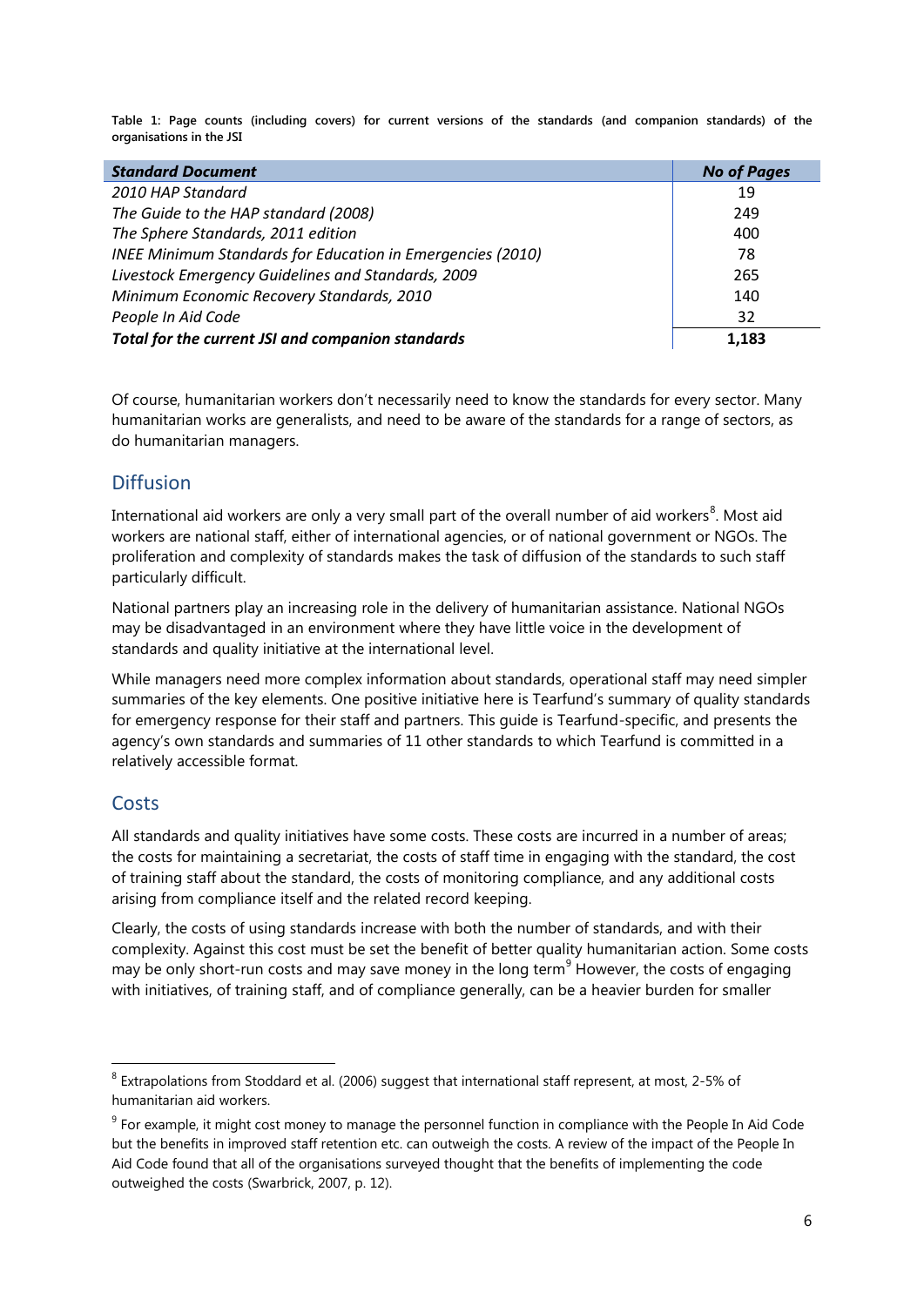**Table 1: Page counts (including covers) for current versions of the standards (and companion standards) of the organisations in the JSI**

| *Standard Document* | *No of Pages* |
|---|---|
| *2010 HAP Standard* | 19 |
| *The Guide to the HAP standard (2008)* | 249 |
| *The Sphere Standards, 2011 edition* | 400 |
| *INEE Minimum Standards for Education in Emergencies (2010)* | 78 |
| *Livestock Emergency Guidelines and Standards, 2009* | 265 |
| *Minimum Economic Recovery Standards, 2010* | 140 |
| *People In Aid Code* | 32 |
| ***Total for the current JSI and companion standards*** | **1,183** |

Of course, humanitarian workers don't necessarily need to know the standards for every sector. Many humanitarian works are generalists, and need to be aware of the standards for a range of sectors, as do humanitarian managers.

## Diffusion

International aid workers are only a very small part of the overall number of aid workers[8]. Most aid workers are national staff, either of international agencies, or of national government or NGOs. The proliferation and complexity of standards makes the task of diffusion of the standards to such staff particularly difficult.

National partners play an increasing role in the delivery of humanitarian assistance. National NGOs may be disadvantaged in an environment where they have little voice in the development of standards and quality initiative at the international level.

While managers need more complex information about standards, operational staff may need simpler summaries of the key elements. One positive initiative here is Tearfund's summary of quality standards for emergency response for their staff and partners. This guide is Tearfund-specific, and presents the agency's own standards and summaries of 11 other standards to which Tearfund is committed in a relatively accessible format.

## Costs

All standards and quality initiatives have some costs. These costs are incurred in a number of areas; the costs for maintaining a secretariat, the costs of staff time in engaging with the standard, the cost of training staff about the standard, the costs of monitoring compliance, and any additional costs arising from compliance itself and the related record keeping.

Clearly, the costs of using standards increase with both the number of standards, and with their complexity. Against this cost must be set the benefit of better quality humanitarian action. Some costs may be only short-run costs and may save money in the long term[9] However, the costs of engaging with initiatives, of training staff, and of compliance generally, can be a heavier burden for smaller

---

[8] Extrapolations from Stoddard et al. (2006) suggest that international staff represent, at most, 2-5% of humanitarian aid workers.

[9] For example, it might cost money to manage the personnel function in compliance with the People In Aid Code but the benefits in improved staff retention etc. can outweigh the costs. A review of the impact of the People In Aid Code found that all of the organisations surveyed thought that the benefits of implementing the code outweighed the costs (Swarbrick, 2007, p. 12).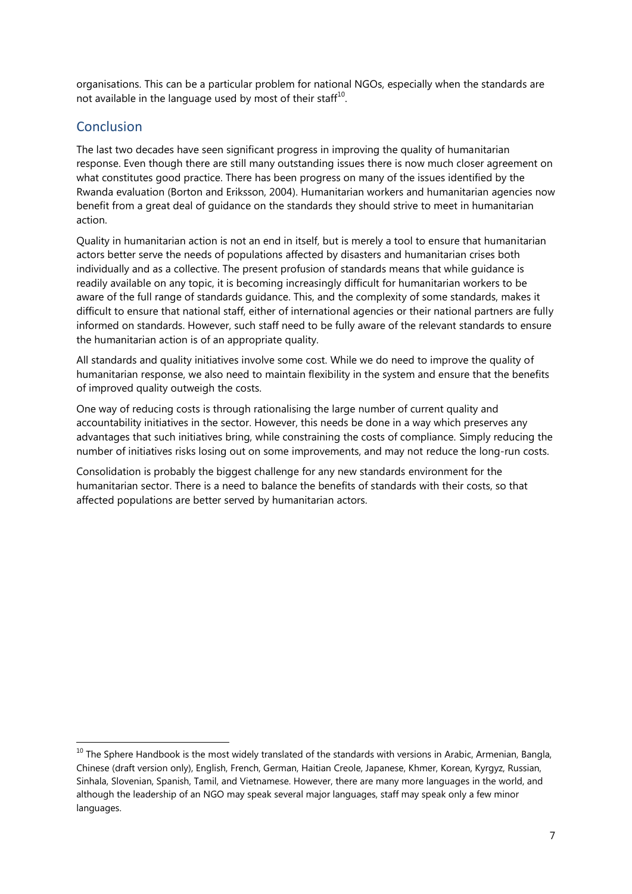organisations. This can be a particular problem for national NGOs, especially when the standards are not available in the language used by most of their staff[10].

## Conclusion

The last two decades have seen significant progress in improving the quality of humanitarian response. Even though there are still many outstanding issues there is now much closer agreement on what constitutes good practice. There has been progress on many of the issues identified by the Rwanda evaluation (Borton and Eriksson, 2004). Humanitarian workers and humanitarian agencies now benefit from a great deal of guidance on the standards they should strive to meet in humanitarian action.

Quality in humanitarian action is not an end in itself, but is merely a tool to ensure that humanitarian actors better serve the needs of populations affected by disasters and humanitarian crises both individually and as a collective. The present profusion of standards means that while guidance is readily available on any topic, it is becoming increasingly difficult for humanitarian workers to be aware of the full range of standards guidance. This, and the complexity of some standards, makes it difficult to ensure that national staff, either of international agencies or their national partners are fully informed on standards. However, such staff need to be fully aware of the relevant standards to ensure the humanitarian action is of an appropriate quality.

All standards and quality initiatives involve some cost. While we do need to improve the quality of humanitarian response, we also need to maintain flexibility in the system and ensure that the benefits of improved quality outweigh the costs.

One way of reducing costs is through rationalising the large number of current quality and accountability initiatives in the sector. However, this needs be done in a way which preserves any advantages that such initiatives bring, while constraining the costs of compliance. Simply reducing the number of initiatives risks losing out on some improvements, and may not reduce the long-run costs.

Consolidation is probably the biggest challenge for any new standards environment for the humanitarian sector. There is a need to balance the benefits of standards with their costs, so that affected populations are better served by humanitarian actors.

[10] The Sphere Handbook is the most widely translated of the standards with versions in Arabic, Armenian, Bangla, Chinese (draft version only), English, French, German, Haitian Creole, Japanese, Khmer, Korean, Kyrgyz, Russian, Sinhala, Slovenian, Spanish, Tamil, and Vietnamese. However, there are many more languages in the world, and although the leadership of an NGO may speak several major languages, staff may speak only a few minor languages.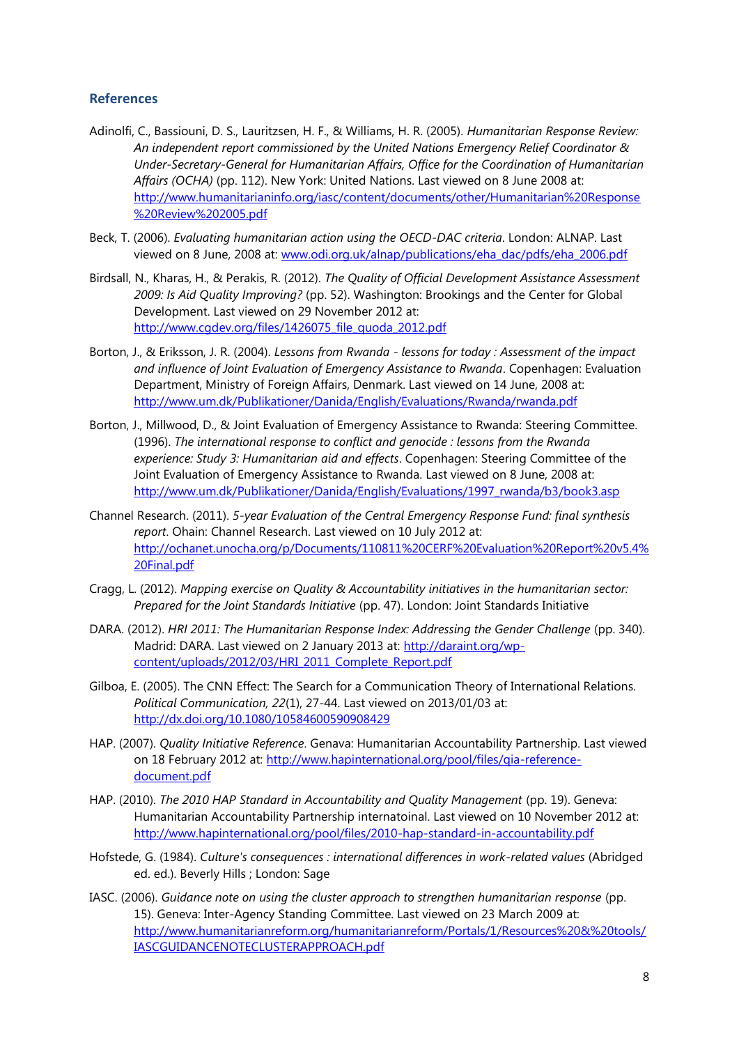## References

Adinolfi, C., Bassiouni, D. S., Lauritzsen, H. F., & Williams, H. R. (2005). *Humanitarian Response Review: An independent report commissioned by the United Nations Emergency Relief Coordinator & Under-Secretary-General for Humanitarian Affairs, Office for the Coordination of Humanitarian Affairs (OCHA)* (pp. 112). New York: United Nations. Last viewed on 8 June 2008 at: http://www.humanitarianinfo.org/iasc/content/documents/other/Humanitarian%20Response%20Review%202005.pdf

Beck, T. (2006). *Evaluating humanitarian action using the OECD-DAC criteria*. London: ALNAP. Last viewed on 8 June, 2008 at: www.odi.org.uk/alnap/publications/eha_dac/pdfs/eha_2006.pdf

Birdsall, N., Kharas, H., & Perakis, R. (2012). *The Quality of Official Development Assistance Assessment 2009: Is Aid Quality Improving?* (pp. 52). Washington: Brookings and the Center for Global Development. Last viewed on 29 November 2012 at: http://www.cgdev.org/files/1426075_file_quoda_2012.pdf

Borton, J., & Eriksson, J. R. (2004). *Lessons from Rwanda - lessons for today : Assessment of the impact and influence of Joint Evaluation of Emergency Assistance to Rwanda*. Copenhagen: Evaluation Department, Ministry of Foreign Affairs, Denmark. Last viewed on 14 June, 2008 at: http://www.um.dk/Publikationer/Danida/English/Evaluations/Rwanda/rwanda.pdf

Borton, J., Millwood, D., & Joint Evaluation of Emergency Assistance to Rwanda: Steering Committee. (1996). *The international response to conflict and genocide : lessons from the Rwanda experience: Study 3: Humanitarian aid and effects*. Copenhagen: Steering Committee of the Joint Evaluation of Emergency Assistance to Rwanda. Last viewed on 8 June, 2008 at: http://www.um.dk/Publikationer/Danida/English/Evaluations/1997_rwanda/b3/book3.asp

Channel Research. (2011). *5-year Evaluation of the Central Emergency Response Fund: final synthesis report*. Ohain: Channel Research. Last viewed on 10 July 2012 at: http://ochanet.unocha.org/p/Documents/110811%20CERF%20Evaluation%20Report%20v5.4%20Final.pdf

Cragg, L. (2012). *Mapping exercise on Quality & Accountability initiatives in the humanitarian sector: Prepared for the Joint Standards Initiative* (pp. 47). London: Joint Standards Initiative

DARA. (2012). *HRI 2011: The Humanitarian Response Index: Addressing the Gender Challenge* (pp. 340). Madrid: DARA. Last viewed on 2 January 2013 at: http://daraint.org/wp-content/uploads/2012/03/HRI_2011_Complete_Report.pdf

Gilboa, E. (2005). The CNN Effect: The Search for a Communication Theory of International Relations. *Political Communication, 22*(1), 27-44. Last viewed on 2013/01/03 at: http://dx.doi.org/10.1080/10584600590908429

HAP. (2007). *Quality Initiative Reference*. Genava: Humanitarian Accountability Partnership. Last viewed on 18 February 2012 at: http://www.hapinternational.org/pool/files/qia-reference-document.pdf

HAP. (2010). *The 2010 HAP Standard in Accountability and Quality Management* (pp. 19). Geneva: Humanitarian Accountability Partnership internatoinal. Last viewed on 10 November 2012 at: http://www.hapinternational.org/pool/files/2010-hap-standard-in-accountability.pdf

Hofstede, G. (1984). *Culture's consequences : international differences in work-related values* (Abridged ed. ed.). Beverly Hills ; London: Sage

IASC. (2006). *Guidance note on using the cluster approach to strengthen humanitarian response* (pp. 15). Geneva: Inter-Agency Standing Committee. Last viewed on 23 March 2009 at: http://www.humanitarianreform.org/humanitarianreform/Portals/1/Resources%20&%20tools/IASCGUIDANCENOTECLUSTERAPPROACH.pdf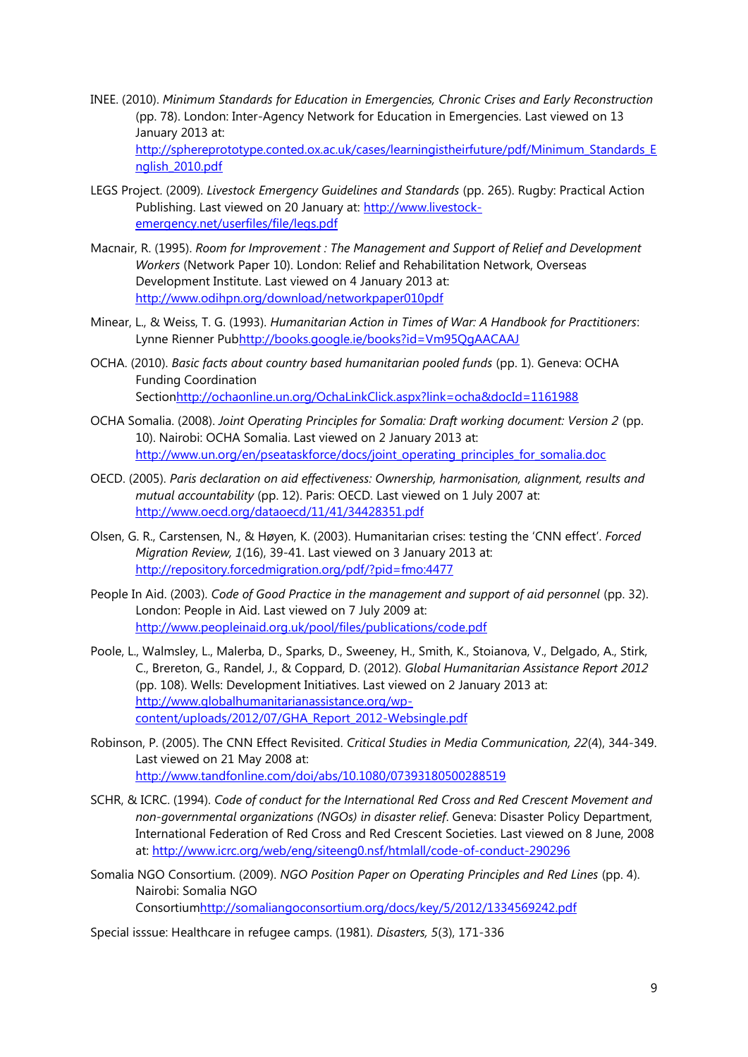INEE. (2010). *Minimum Standards for Education in Emergencies, Chronic Crises and Early Reconstruction* (pp. 78). London: Inter-Agency Network for Education in Emergencies. Last viewed on 13 January 2013 at: http://sphereprototype.conted.ox.ac.uk/cases/learningistheirfuture/pdf/Minimum_Standards_English_2010.pdf

LEGS Project. (2009). *Livestock Emergency Guidelines and Standards* (pp. 265). Rugby: Practical Action Publishing. Last viewed on 20 January at: http://www.livestock-emergency.net/userfiles/file/legs.pdf

Macnair, R. (1995). *Room for Improvement : The Management and Support of Relief and Development Workers* (Network Paper 10). London: Relief and Rehabilitation Network, Overseas Development Institute. Last viewed on 4 January 2013 at: http://www.odihpn.org/download/networkpaper010pdf

Minear, L., & Weiss, T. G. (1993). *Humanitarian Action in Times of War: A Handbook for Practitioners*: Lynne Rienner Pubhttp://books.google.ie/books?id=Vm95QgAACAAJ

OCHA. (2010). *Basic facts about country based humanitarian pooled funds* (pp. 1). Geneva: OCHA Funding Coordination Sectionhttp://ochaonline.un.org/OchaLinkClick.aspx?link=ocha&docId=1161988

OCHA Somalia. (2008). *Joint Operating Principles for Somalia: Draft working document: Version 2* (pp. 10). Nairobi: OCHA Somalia. Last viewed on 2 January 2013 at: http://www.un.org/en/pseataskforce/docs/joint_operating_principles_for_somalia.doc

OECD. (2005). *Paris declaration on aid effectiveness: Ownership, harmonisation, alignment, results and mutual accountability* (pp. 12). Paris: OECD. Last viewed on 1 July 2007 at: http://www.oecd.org/dataoecd/11/41/34428351.pdf

Olsen, G. R., Carstensen, N., & Høyen, K. (2003). Humanitarian crises: testing the 'CNN effect'. *Forced Migration Review, 1*(16), 39-41. Last viewed on 3 January 2013 at: http://repository.forcedmigration.org/pdf/?pid=fmo:4477

People In Aid. (2003). *Code of Good Practice in the management and support of aid personnel* (pp. 32). London: People in Aid. Last viewed on 7 July 2009 at: http://www.peopleinaid.org.uk/pool/files/publications/code.pdf

Poole, L., Walmsley, L., Malerba, D., Sparks, D., Sweeney, H., Smith, K., Stoianova, V., Delgado, A., Stirk, C., Brereton, G., Randel, J., & Coppard, D. (2012). *Global Humanitarian Assistance Report 2012* (pp. 108). Wells: Development Initiatives. Last viewed on 2 January 2013 at: http://www.globalhumanitarianassistance.org/wp-content/uploads/2012/07/GHA_Report_2012-Websingle.pdf

Robinson, P. (2005). The CNN Effect Revisited. *Critical Studies in Media Communication, 22*(4), 344-349. Last viewed on 21 May 2008 at: http://www.tandfonline.com/doi/abs/10.1080/07393180500288519

SCHR, & ICRC. (1994). *Code of conduct for the International Red Cross and Red Crescent Movement and non-governmental organizations (NGOs) in disaster relief*. Geneva: Disaster Policy Department, International Federation of Red Cross and Red Crescent Societies. Last viewed on 8 June, 2008 at: http://www.icrc.org/web/eng/siteeng0.nsf/htmlall/code-of-conduct-290296

Somalia NGO Consortium. (2009). *NGO Position Paper on Operating Principles and Red Lines* (pp. 4). Nairobi: Somalia NGO Consortiumhttp://somaliangoconsortium.org/docs/key/5/2012/1334569242.pdf

Special isssue: Healthcare in refugee camps. (1981). *Disasters, 5*(3), 171-336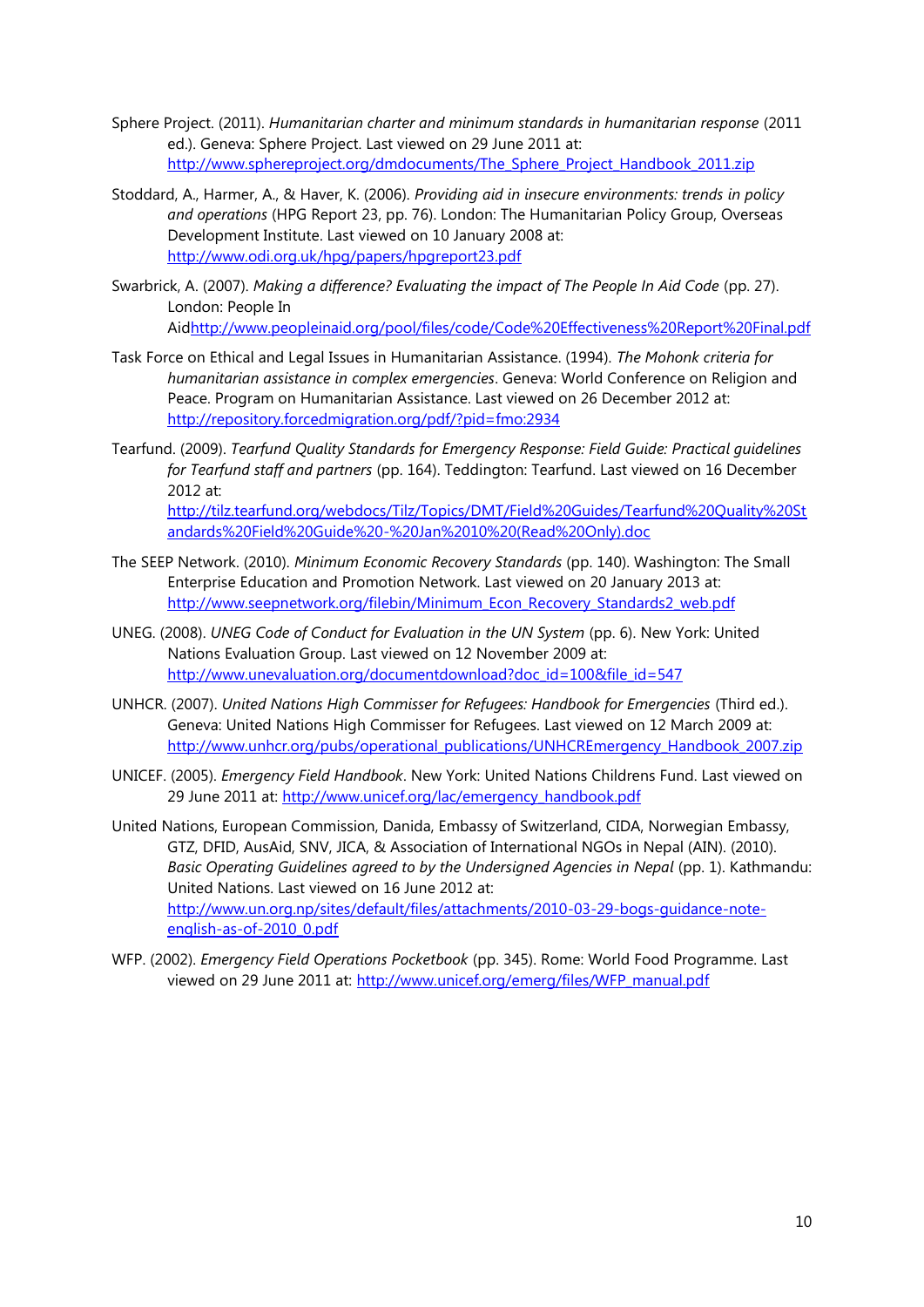Sphere Project. (2011). *Humanitarian charter and minimum standards in humanitarian response* (2011 ed.). Geneva: Sphere Project. Last viewed on 29 June 2011 at: http://www.sphereproject.org/dmdocuments/The_Sphere_Project_Handbook_2011.zip

Stoddard, A., Harmer, A., & Haver, K. (2006). *Providing aid in insecure environments: trends in policy and operations* (HPG Report 23, pp. 76). London: The Humanitarian Policy Group, Overseas Development Institute. Last viewed on 10 January 2008 at: http://www.odi.org.uk/hpg/papers/hpgreport23.pdf

Swarbrick, A. (2007). *Making a difference? Evaluating the impact of The People In Aid Code* (pp. 27). London: People In Aidhttp://www.peopleinaid.org/pool/files/code/Code%20Effectiveness%20Report%20Final.pdf

Task Force on Ethical and Legal Issues in Humanitarian Assistance. (1994). *The Mohonk criteria for humanitarian assistance in complex emergencies*. Geneva: World Conference on Religion and Peace. Program on Humanitarian Assistance. Last viewed on 26 December 2012 at: http://repository.forcedmigration.org/pdf/?pid=fmo:2934

Tearfund. (2009). *Tearfund Quality Standards for Emergency Response: Field Guide: Practical guidelines for Tearfund staff and partners* (pp. 164). Teddington: Tearfund. Last viewed on 16 December 2012 at: http://tilz.tearfund.org/webdocs/Tilz/Topics/DMT/Field%20Guides/Tearfund%20Quality%20Standards%20Field%20Guide%20-%20Jan%2010%20(Read%20Only).doc

The SEEP Network. (2010). *Minimum Economic Recovery Standards* (pp. 140). Washington: The Small Enterprise Education and Promotion Network. Last viewed on 20 January 2013 at: http://www.seepnetwork.org/filebin/Minimum_Econ_Recovery_Standards2_web.pdf

UNEG. (2008). *UNEG Code of Conduct for Evaluation in the UN System* (pp. 6). New York: United Nations Evaluation Group. Last viewed on 12 November 2009 at: http://www.unevaluation.org/documentdownload?doc_id=100&file_id=547

UNHCR. (2007). *United Nations High Commisser for Refugees: Handbook for Emergencies* (Third ed.). Geneva: United Nations High Commisser for Refugees. Last viewed on 12 March 2009 at: http://www.unhcr.org/pubs/operational_publications/UNHCREmergency_Handbook_2007.zip

UNICEF. (2005). *Emergency Field Handbook*. New York: United Nations Childrens Fund. Last viewed on 29 June 2011 at: http://www.unicef.org/lac/emergency_handbook.pdf

United Nations, European Commission, Danida, Embassy of Switzerland, CIDA, Norwegian Embassy, GTZ, DFID, AusAid, SNV, JICA, & Association of International NGOs in Nepal (AIN). (2010). *Basic Operating Guidelines agreed to by the Undersigned Agencies in Nepal* (pp. 1). Kathmandu: United Nations. Last viewed on 16 June 2012 at: http://www.un.org.np/sites/default/files/attachments/2010-03-29-bogs-guidance-note-english-as-of-2010_0.pdf

WFP. (2002). *Emergency Field Operations Pocketbook* (pp. 345). Rome: World Food Programme. Last viewed on 29 June 2011 at: http://www.unicef.org/emerg/files/WFP_manual.pdf